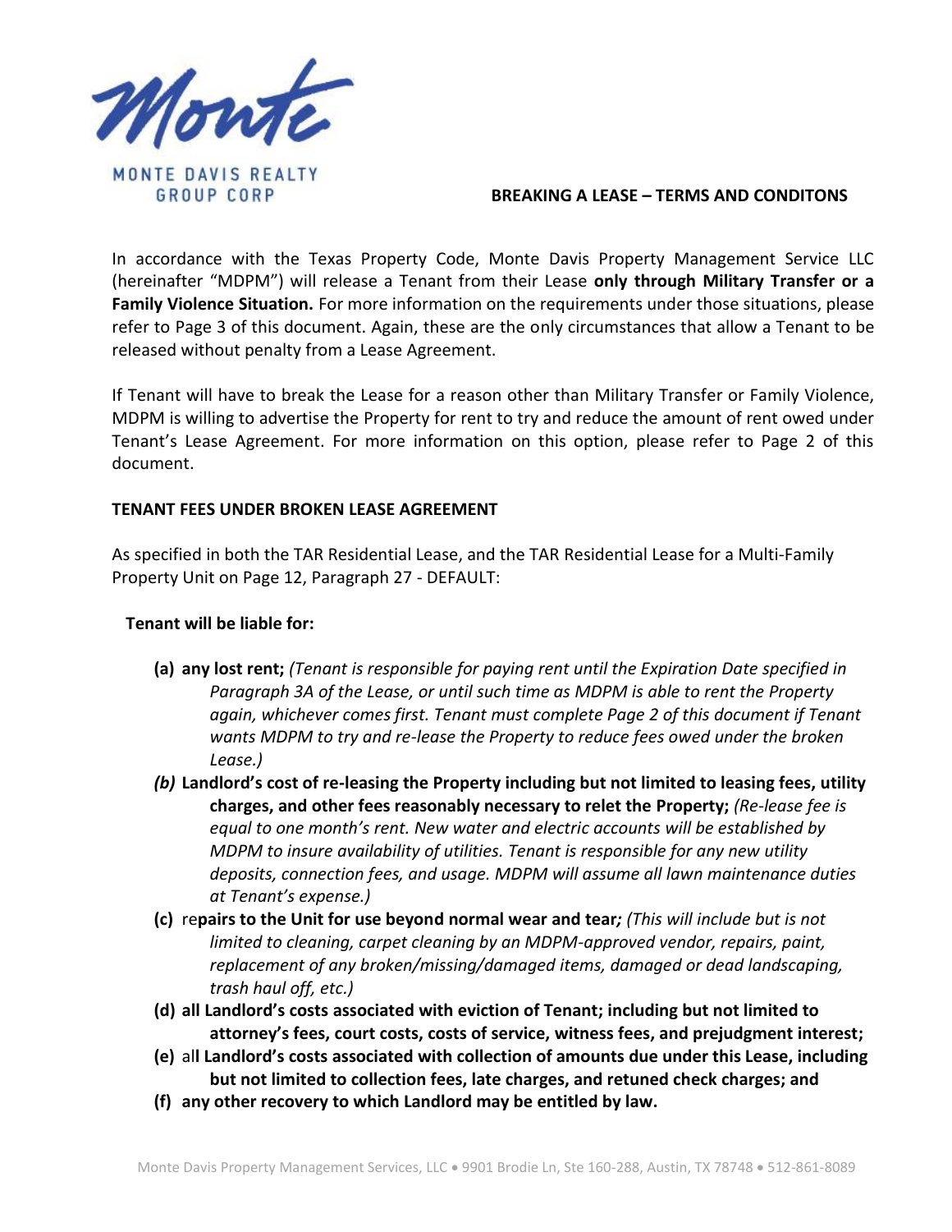Monte

MONTE DAVIS REALTY GROUP CORP

## BREAKING A LEASE – TERMS AND CONDITONS

In accordance with the Texas Property Code, Monte Davis Property Management Service LLC (hereinafter "MDPM") will release a Tenant from their Lease **only through Military Transfer or a Family Violence Situation.** For more information on the requirements under those situations, please refer to Page 3 of this document. Again, these are the only circumstances that allow a Tenant to be released without penalty from a Lease Agreement.

If Tenant will have to break the Lease for a reason other than Military Transfer or Family Violence, MDPM is willing to advertise the Property for rent to try and reduce the amount of rent owed under Tenant's Lease Agreement. For more information on this option, please refer to Page 2 of this document.

### TENANT FEES UNDER BROKEN LEASE AGREEMENT

As specified in both the TAR Residential Lease, and the TAR Residential Lease for a Multi-Family Property Unit on Page 12, Paragraph 27 - DEFAULT:

**Tenant will be liable for:**

- **(a) any lost rent;** *(Tenant is responsible for paying rent until the Expiration Date specified in Paragraph 3A of the Lease, or until such time as MDPM is able to rent the Property again, whichever comes first. Tenant must complete Page 2 of this document if Tenant wants MDPM to try and re-lease the Property to reduce fees owed under the broken Lease.)*
- ***(b)*** **Landlord's cost of re-leasing the Property including but not limited to leasing fees, utility charges, and other fees reasonably necessary to relet the Property;** *(Re-lease fee is equal to one month's rent. New water and electric accounts will be established by MDPM to insure availability of utilities. Tenant is responsible for any new utility deposits, connection fees, and usage. MDPM will assume all lawn maintenance duties at Tenant's expense.)*
- **(c)** re**pairs to the Unit for use beyond normal wear and tear;** *(This will include but is not limited to cleaning, carpet cleaning by an MDPM-approved vendor, repairs, paint, replacement of any broken/missing/damaged items, damaged or dead landscaping, trash haul off, etc.)*
- **(d) all Landlord's costs associated with eviction of Tenant; including but not limited to attorney's fees, court costs, costs of service, witness fees, and prejudgment interest;**
- **(e)** al**l Landlord's costs associated with collection of amounts due under this Lease, including but not limited to collection fees, late charges, and retuned check charges; and**
- **(f) any other recovery to which Landlord may be entitled by law.**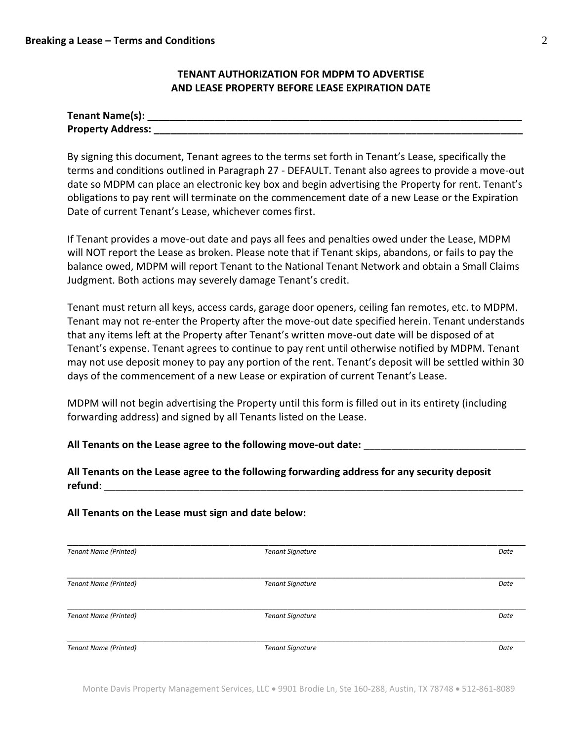## TENANT AUTHORIZATION FOR MDPM TO ADVERTISE AND LEASE PROPERTY BEFORE LEASE EXPIRATION DATE

**Tenant Name(s): ______________________________________________________________________**
**Property Address: ____________________________________________________________________**

By signing this document, Tenant agrees to the terms set forth in Tenant's Lease, specifically the terms and conditions outlined in Paragraph 27 - DEFAULT. Tenant also agrees to provide a move-out date so MDPM can place an electronic key box and begin advertising the Property for rent. Tenant's obligations to pay rent will terminate on the commencement date of a new Lease or the Expiration Date of current Tenant's Lease, whichever comes first.

If Tenant provides a move-out date and pays all fees and penalties owed under the Lease, MDPM will NOT report the Lease as broken. Please note that if Tenant skips, abandons, or fails to pay the balance owed, MDPM will report Tenant to the National Tenant Network and obtain a Small Claims Judgment. Both actions may severely damage Tenant's credit.

Tenant must return all keys, access cards, garage door openers, ceiling fan remotes, etc. to MDPM. Tenant may not re-enter the Property after the move-out date specified herein. Tenant understands that any items left at the Property after Tenant's written move-out date will be disposed of at Tenant's expense. Tenant agrees to continue to pay rent until otherwise notified by MDPM. Tenant may not use deposit money to pay any portion of the rent. Tenant's deposit will be settled within 30 days of the commencement of a new Lease or expiration of current Tenant's Lease.

MDPM will not begin advertising the Property until this form is filled out in its entirety (including forwarding address) and signed by all Tenants listed on the Lease.

**All Tenants on the Lease agree to the following move-out date:** ____________________________

**All Tenants on the Lease agree to the following forwarding address for any security deposit refund**: ____________________________________________________________________________

**All Tenants on the Lease must sign and date below:**

_____________________________________________________________________________________
*Tenant Name (Printed)* *Tenant Signature* *Date*

_____________________________________________________________________________________
*Tenant Name (Printed)* *Tenant Signature* *Date*

_____________________________________________________________________________________
*Tenant Name (Printed)* *Tenant Signature* *Date*

_____________________________________________________________________________________
*Tenant Name (Printed)* *Tenant Signature* *Date*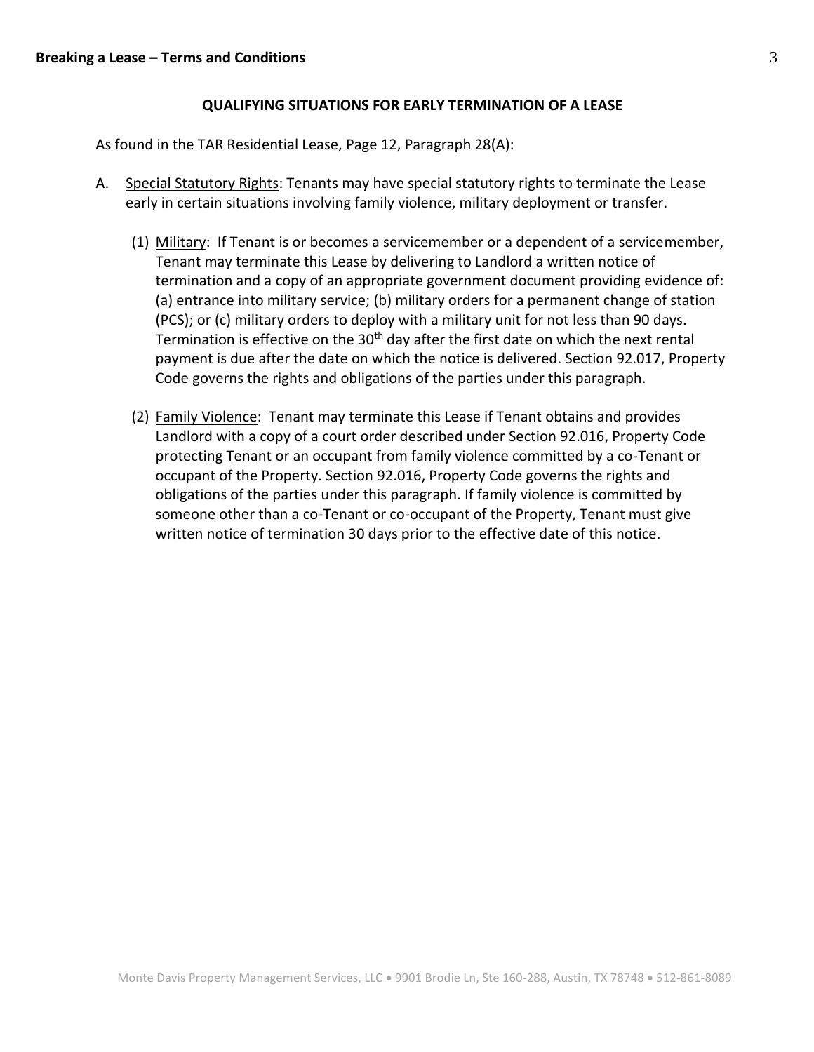## QUALIFYING SITUATIONS FOR EARLY TERMINATION OF A LEASE

As found in the TAR Residential Lease, Page 12, Paragraph 28(A):

A. Special Statutory Rights: Tenants may have special statutory rights to terminate the Lease early in certain situations involving family violence, military deployment or transfer.

   (1) Military: If Tenant is or becomes a servicemember or a dependent of a servicemember, Tenant may terminate this Lease by delivering to Landlord a written notice of termination and a copy of an appropriate government document providing evidence of: (a) entrance into military service; (b) military orders for a permanent change of station (PCS); or (c) military orders to deploy with a military unit for not less than 90 days. Termination is effective on the 30th day after the first date on which the next rental payment is due after the date on which the notice is delivered. Section 92.017, Property Code governs the rights and obligations of the parties under this paragraph.

   (2) Family Violence: Tenant may terminate this Lease if Tenant obtains and provides Landlord with a copy of a court order described under Section 92.016, Property Code protecting Tenant or an occupant from family violence committed by a co-Tenant or occupant of the Property. Section 92.016, Property Code governs the rights and obligations of the parties under this paragraph. If family violence is committed by someone other than a co-Tenant or co-occupant of the Property, Tenant must give written notice of termination 30 days prior to the effective date of this notice.